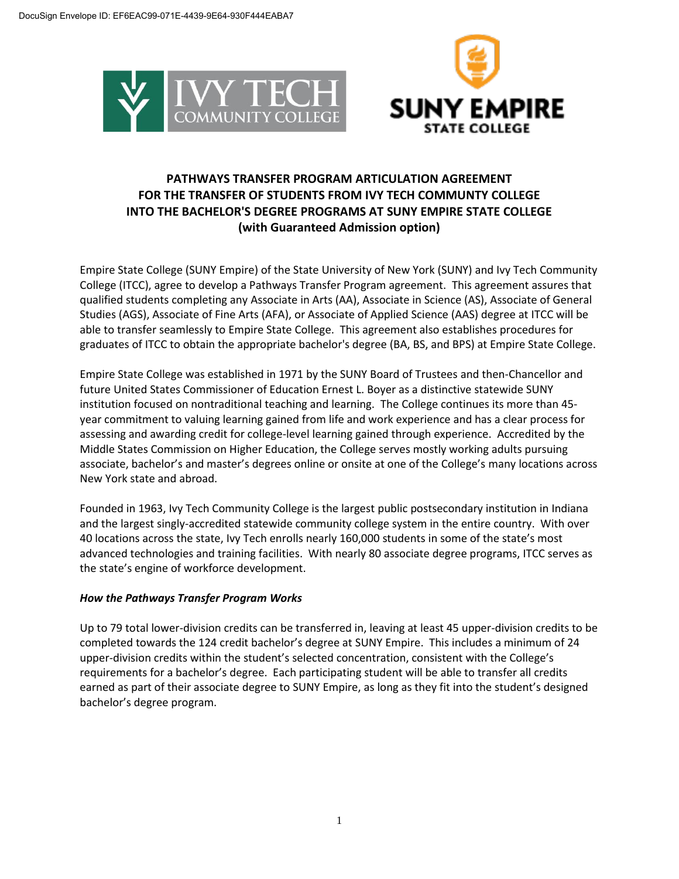DocuSign Envelope ID: EF6EAC99-071E-4439-9E64-930F444EABA7

# PATHWAYS TRANSFER PROGRAM ARTICULATION AGREEMENT FOR THE TRANSFER OF STUDENTS FROM IVY TECH COMMUNTY COLLEGE INTO THE BACHELOR'S DEGREE PROGRAMS AT SUNY EMPIRE STATE COLLEGE (with Guaranteed Admission option)

Empire State College (SUNY Empire) of the State University of New York (SUNY) and Ivy Tech Community College (ITCC), agree to develop a Pathways Transfer Program agreement. This agreement assures that qualified students completing any Associate in Arts (AA), Associate in Science (AS), Associate of General Studies (AGS), Associate of Fine Arts (AFA), or Associate of Applied Science (AAS) degree at ITCC will be able to transfer seamlessly to Empire State College. This agreement also establishes procedures for graduates of ITCC to obtain the appropriate bachelor's degree (BA, BS, and BPS) at Empire State College.

Empire State College was established in 1971 by the SUNY Board of Trustees and then-Chancellor and future United States Commissioner of Education Ernest L. Boyer as a distinctive statewide SUNY institution focused on nontraditional teaching and learning. The College continues its more than 45-year commitment to valuing learning gained from life and work experience and has a clear process for assessing and awarding credit for college-level learning gained through experience. Accredited by the Middle States Commission on Higher Education, the College serves mostly working adults pursuing associate, bachelor's and master's degrees online or onsite at one of the College's many locations across New York state and abroad.

Founded in 1963, Ivy Tech Community College is the largest public postsecondary institution in Indiana and the largest singly-accredited statewide community college system in the entire country. With over 40 locations across the state, Ivy Tech enrolls nearly 160,000 students in some of the state's most advanced technologies and training facilities. With nearly 80 associate degree programs, ITCC serves as the state's engine of workforce development.

### *How the Pathways Transfer Program Works*

Up to 79 total lower-division credits can be transferred in, leaving at least 45 upper-division credits to be completed towards the 124 credit bachelor's degree at SUNY Empire. This includes a minimum of 24 upper-division credits within the student's selected concentration, consistent with the College's requirements for a bachelor's degree. Each participating student will be able to transfer all credits earned as part of their associate degree to SUNY Empire, as long as they fit into the student's designed bachelor's degree program.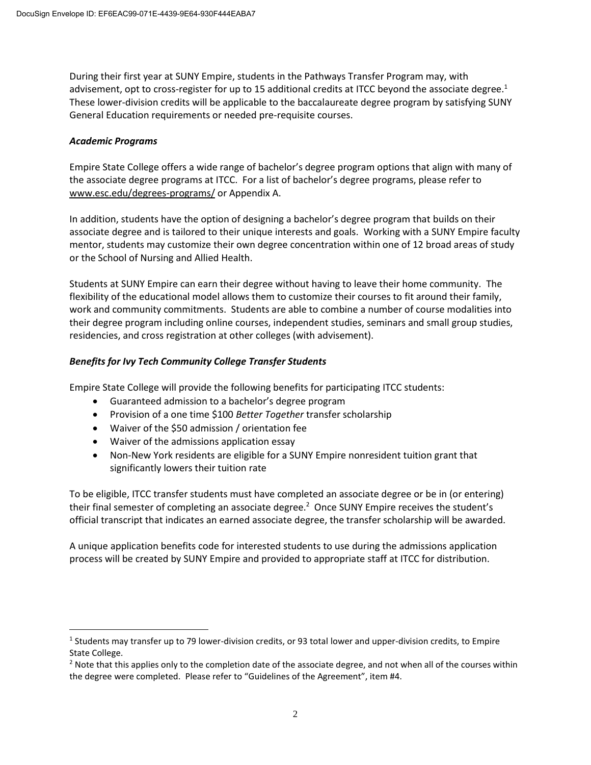During their first year at SUNY Empire, students in the Pathways Transfer Program may, with advisement, opt to cross-register for up to 15 additional credits at ITCC beyond the associate degree.[1] These lower-division credits will be applicable to the baccalaureate degree program by satisfying SUNY General Education requirements or needed pre-requisite courses.

### *Academic Programs*

Empire State College offers a wide range of bachelor's degree program options that align with many of the associate degree programs at ITCC. For a list of bachelor's degree programs, please refer to www.esc.edu/degrees-programs/ or Appendix A.

In addition, students have the option of designing a bachelor's degree program that builds on their associate degree and is tailored to their unique interests and goals. Working with a SUNY Empire faculty mentor, students may customize their own degree concentration within one of 12 broad areas of study or the School of Nursing and Allied Health.

Students at SUNY Empire can earn their degree without having to leave their home community. The flexibility of the educational model allows them to customize their courses to fit around their family, work and community commitments. Students are able to combine a number of course modalities into their degree program including online courses, independent studies, seminars and small group studies, residencies, and cross registration at other colleges (with advisement).

### *Benefits for Ivy Tech Community College Transfer Students*

Empire State College will provide the following benefits for participating ITCC students:

- Guaranteed admission to a bachelor's degree program
- Provision of a one time $100 *Better Together* transfer scholarship
- Waiver of the $50 admission / orientation fee
- Waiver of the admissions application essay
- Non-New York residents are eligible for a SUNY Empire nonresident tuition grant that significantly lowers their tuition rate

To be eligible, ITCC transfer students must have completed an associate degree or be in (or entering) their final semester of completing an associate degree.[2] Once SUNY Empire receives the student's official transcript that indicates an earned associate degree, the transfer scholarship will be awarded.

A unique application benefits code for interested students to use during the admissions application process will be created by SUNY Empire and provided to appropriate staff at ITCC for distribution.

---

[1] Students may transfer up to 79 lower-division credits, or 93 total lower and upper-division credits, to Empire State College.

[2] Note that this applies only to the completion date of the associate degree, and not when all of the courses within the degree were completed. Please refer to "Guidelines of the Agreement", item #4.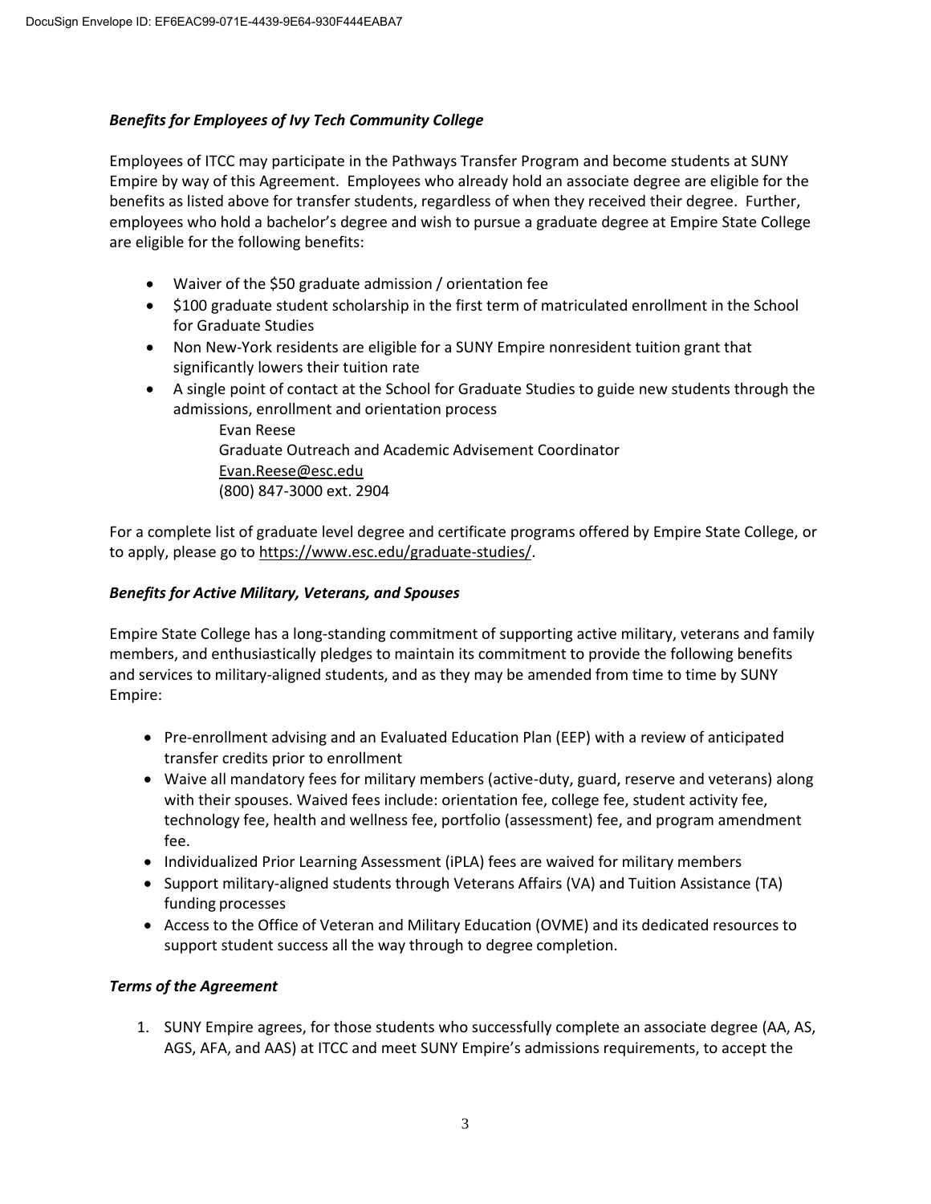### *Benefits for Employees of Ivy Tech Community College*

Employees of ITCC may participate in the Pathways Transfer Program and become students at SUNY Empire by way of this Agreement. Employees who already hold an associate degree are eligible for the benefits as listed above for transfer students, regardless of when they received their degree. Further, employees who hold a bachelor's degree and wish to pursue a graduate degree at Empire State College are eligible for the following benefits:

- Waiver of the $50 graduate admission / orientation fee
- $100 graduate student scholarship in the first term of matriculated enrollment in the School for Graduate Studies
- Non New-York residents are eligible for a SUNY Empire nonresident tuition grant that significantly lowers their tuition rate
- A single point of contact at the School for Graduate Studies to guide new students through the admissions, enrollment and orientation process

  Evan Reese
  Graduate Outreach and Academic Advisement Coordinator
  Evan.Reese@esc.edu
  (800) 847-3000 ext. 2904

For a complete list of graduate level degree and certificate programs offered by Empire State College, or to apply, please go to https://www.esc.edu/graduate-studies/.

### *Benefits for Active Military, Veterans, and Spouses*

Empire State College has a long-standing commitment of supporting active military, veterans and family members, and enthusiastically pledges to maintain its commitment to provide the following benefits and services to military-aligned students, and as they may be amended from time to time by SUNY Empire:

- Pre-enrollment advising and an Evaluated Education Plan (EEP) with a review of anticipated transfer credits prior to enrollment
- Waive all mandatory fees for military members (active-duty, guard, reserve and veterans) along with their spouses. Waived fees include: orientation fee, college fee, student activity fee, technology fee, health and wellness fee, portfolio (assessment) fee, and program amendment fee.
- Individualized Prior Learning Assessment (iPLA) fees are waived for military members
- Support military-aligned students through Veterans Affairs (VA) and Tuition Assistance (TA) funding processes
- Access to the Office of Veteran and Military Education (OVME) and its dedicated resources to support student success all the way through to degree completion.

### *Terms of the Agreement*

1. SUNY Empire agrees, for those students who successfully complete an associate degree (AA, AS, AGS, AFA, and AAS) at ITCC and meet SUNY Empire's admissions requirements, to accept the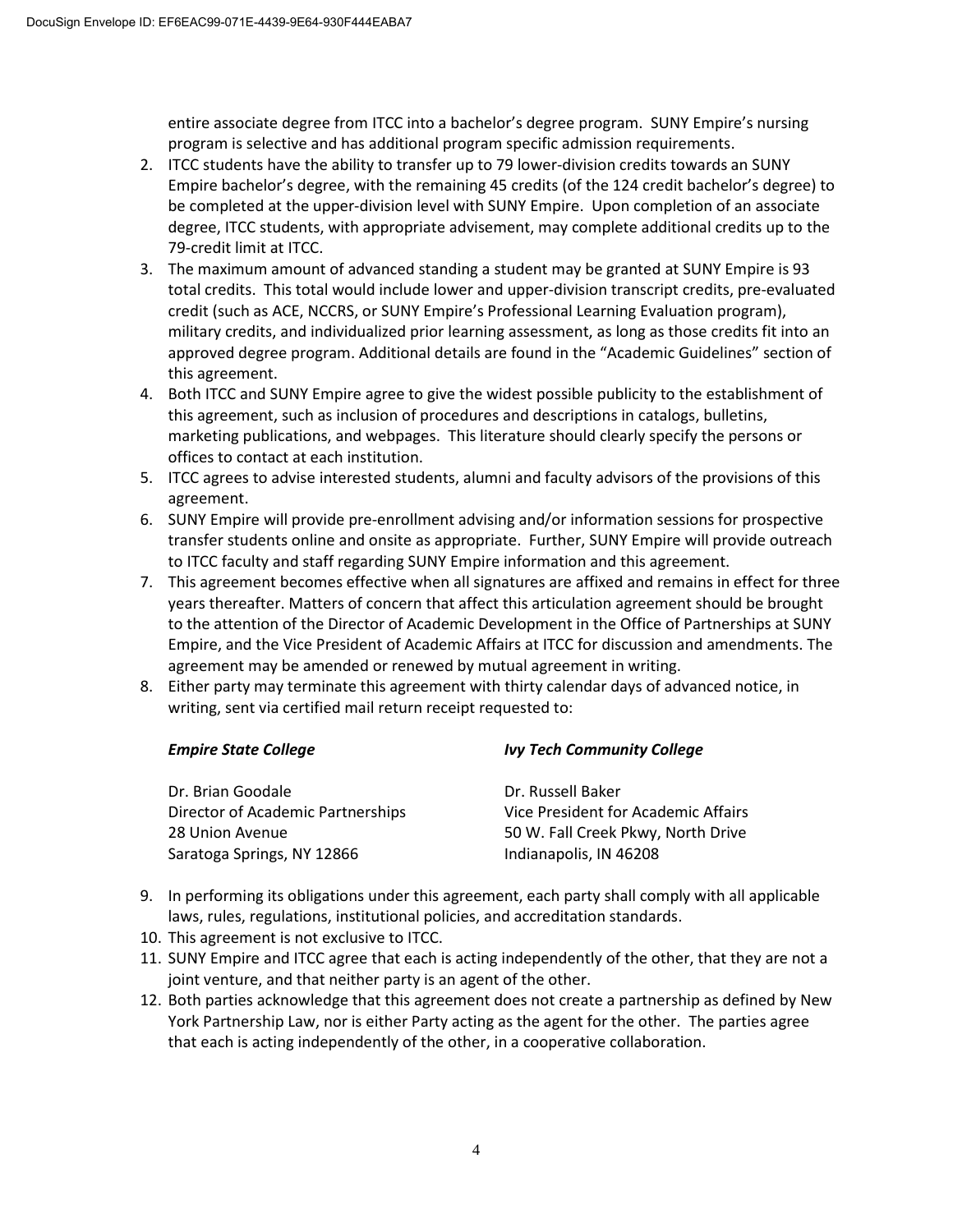entire associate degree from ITCC into a bachelor's degree program. SUNY Empire's nursing program is selective and has additional program specific admission requirements.

2. ITCC students have the ability to transfer up to 79 lower-division credits towards an SUNY Empire bachelor's degree, with the remaining 45 credits (of the 124 credit bachelor's degree) to be completed at the upper-division level with SUNY Empire. Upon completion of an associate degree, ITCC students, with appropriate advisement, may complete additional credits up to the 79-credit limit at ITCC.
3. The maximum amount of advanced standing a student may be granted at SUNY Empire is 93 total credits. This total would include lower and upper-division transcript credits, pre-evaluated credit (such as ACE, NCCRS, or SUNY Empire's Professional Learning Evaluation program), military credits, and individualized prior learning assessment, as long as those credits fit into an approved degree program. Additional details are found in the "Academic Guidelines" section of this agreement.
4. Both ITCC and SUNY Empire agree to give the widest possible publicity to the establishment of this agreement, such as inclusion of procedures and descriptions in catalogs, bulletins, marketing publications, and webpages. This literature should clearly specify the persons or offices to contact at each institution.
5. ITCC agrees to advise interested students, alumni and faculty advisors of the provisions of this agreement.
6. SUNY Empire will provide pre-enrollment advising and/or information sessions for prospective transfer students online and onsite as appropriate. Further, SUNY Empire will provide outreach to ITCC faculty and staff regarding SUNY Empire information and this agreement.
7. This agreement becomes effective when all signatures are affixed and remains in effect for three years thereafter. Matters of concern that affect this articulation agreement should be brought to the attention of the Director of Academic Development in the Office of Partnerships at SUNY Empire, and the Vice President of Academic Affairs at ITCC for discussion and amendments. The agreement may be amended or renewed by mutual agreement in writing.
8. Either party may terminate this agreement with thirty calendar days of advanced notice, in writing, sent via certified mail return receipt requested to:

***Empire State College***

Dr. Brian Goodale
Director of Academic Partnerships
28 Union Avenue
Saratoga Springs, NY 12866

***Ivy Tech Community College***

Dr. Russell Baker
Vice President for Academic Affairs
50 W. Fall Creek Pkwy, North Drive
Indianapolis, IN 46208

9. In performing its obligations under this agreement, each party shall comply with all applicable laws, rules, regulations, institutional policies, and accreditation standards.
10. This agreement is not exclusive to ITCC.
11. SUNY Empire and ITCC agree that each is acting independently of the other, that they are not a joint venture, and that neither party is an agent of the other.
12. Both parties acknowledge that this agreement does not create a partnership as defined by New York Partnership Law, nor is either Party acting as the agent for the other. The parties agree that each is acting independently of the other, in a cooperative collaboration.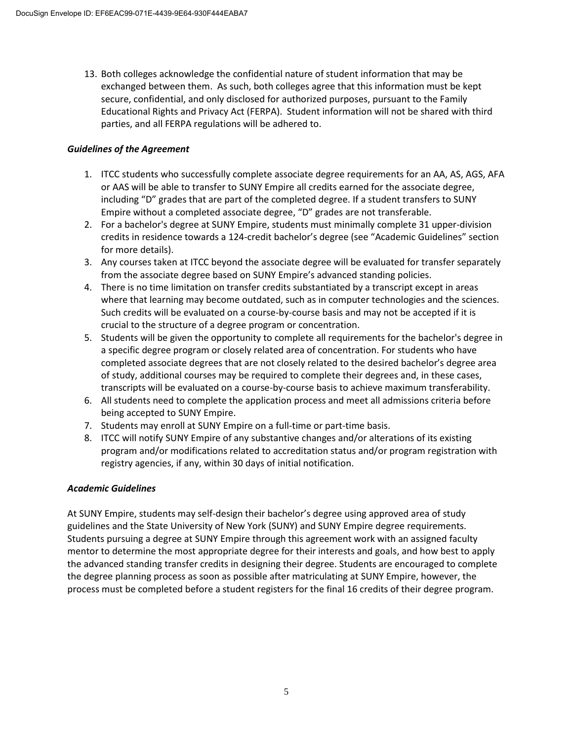13. Both colleges acknowledge the confidential nature of student information that may be exchanged between them. As such, both colleges agree that this information must be kept secure, confidential, and only disclosed for authorized purposes, pursuant to the Family Educational Rights and Privacy Act (FERPA). Student information will not be shared with third parties, and all FERPA regulations will be adhered to.

***Guidelines of the Agreement***

1. ITCC students who successfully complete associate degree requirements for an AA, AS, AGS, AFA or AAS will be able to transfer to SUNY Empire all credits earned for the associate degree, including "D" grades that are part of the completed degree. If a student transfers to SUNY Empire without a completed associate degree, "D" grades are not transferable.
2. For a bachelor's degree at SUNY Empire, students must minimally complete 31 upper-division credits in residence towards a 124-credit bachelor's degree (see "Academic Guidelines" section for more details).
3. Any courses taken at ITCC beyond the associate degree will be evaluated for transfer separately from the associate degree based on SUNY Empire's advanced standing policies.
4. There is no time limitation on transfer credits substantiated by a transcript except in areas where that learning may become outdated, such as in computer technologies and the sciences. Such credits will be evaluated on a course-by-course basis and may not be accepted if it is crucial to the structure of a degree program or concentration.
5. Students will be given the opportunity to complete all requirements for the bachelor's degree in a specific degree program or closely related area of concentration. For students who have completed associate degrees that are not closely related to the desired bachelor's degree area of study, additional courses may be required to complete their degrees and, in these cases, transcripts will be evaluated on a course-by-course basis to achieve maximum transferability.
6. All students need to complete the application process and meet all admissions criteria before being accepted to SUNY Empire.
7. Students may enroll at SUNY Empire on a full-time or part-time basis.
8. ITCC will notify SUNY Empire of any substantive changes and/or alterations of its existing program and/or modifications related to accreditation status and/or program registration with registry agencies, if any, within 30 days of initial notification.

***Academic Guidelines***

At SUNY Empire, students may self-design their bachelor's degree using approved area of study guidelines and the State University of New York (SUNY) and SUNY Empire degree requirements. Students pursuing a degree at SUNY Empire through this agreement work with an assigned faculty mentor to determine the most appropriate degree for their interests and goals, and how best to apply the advanced standing transfer credits in designing their degree. Students are encouraged to complete the degree planning process as soon as possible after matriculating at SUNY Empire, however, the process must be completed before a student registers for the final 16 credits of their degree program.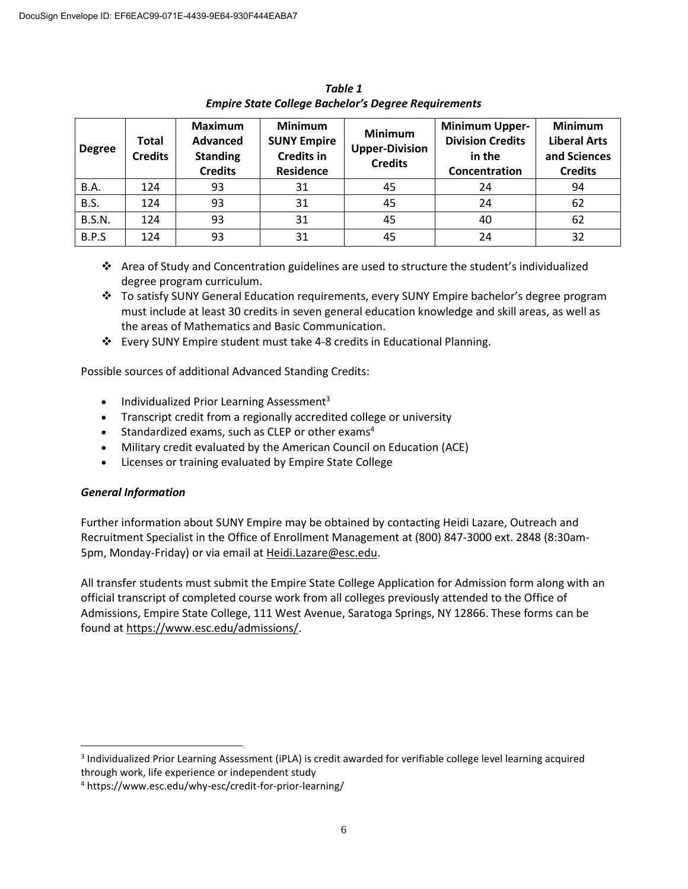***Table 1***
***Empire State College Bachelor's Degree Requirements***

| Degree | Total Credits | Maximum Advanced Standing Credits | Minimum SUNY Empire Credits in Residence | Minimum Upper-Division Credits | Minimum Upper-Division Credits in the Concentration | Minimum Liberal Arts and Sciences Credits |
|---|---|---|---|---|---|---|
| B.A. | 124 | 93 | 31 | 45 | 24 | 94 |
| B.S. | 124 | 93 | 31 | 45 | 24 | 62 |
| B.S.N. | 124 | 93 | 31 | 45 | 40 | 62 |
| B.P.S | 124 | 93 | 31 | 45 | 24 | 32 |

- Area of Study and Concentration guidelines are used to structure the student's individualized degree program curriculum.
- To satisfy SUNY General Education requirements, every SUNY Empire bachelor's degree program must include at least 30 credits in seven general education knowledge and skill areas, as well as the areas of Mathematics and Basic Communication.
- Every SUNY Empire student must take 4-8 credits in Educational Planning.

Possible sources of additional Advanced Standing Credits:

- Individualized Prior Learning Assessment[3]
- Transcript credit from a regionally accredited college or university
- Standardized exams, such as CLEP or other exams[4]
- Military credit evaluated by the American Council on Education (ACE)
- Licenses or training evaluated by Empire State College

***General Information***

Further information about SUNY Empire may be obtained by contacting Heidi Lazare, Outreach and Recruitment Specialist in the Office of Enrollment Management at (800) 847-3000 ext. 2848 (8:30am-5pm, Monday-Friday) or via email at Heidi.Lazare@esc.edu.

All transfer students must submit the Empire State College Application for Admission form along with an official transcript of completed course work from all colleges previously attended to the Office of Admissions, Empire State College, 111 West Avenue, Saratoga Springs, NY 12866. These forms can be found at https://www.esc.edu/admissions/.

[3] Individualized Prior Learning Assessment (iPLA) is credit awarded for verifiable college level learning acquired through work, life experience or independent study

[4] https://www.esc.edu/why-esc/credit-for-prior-learning/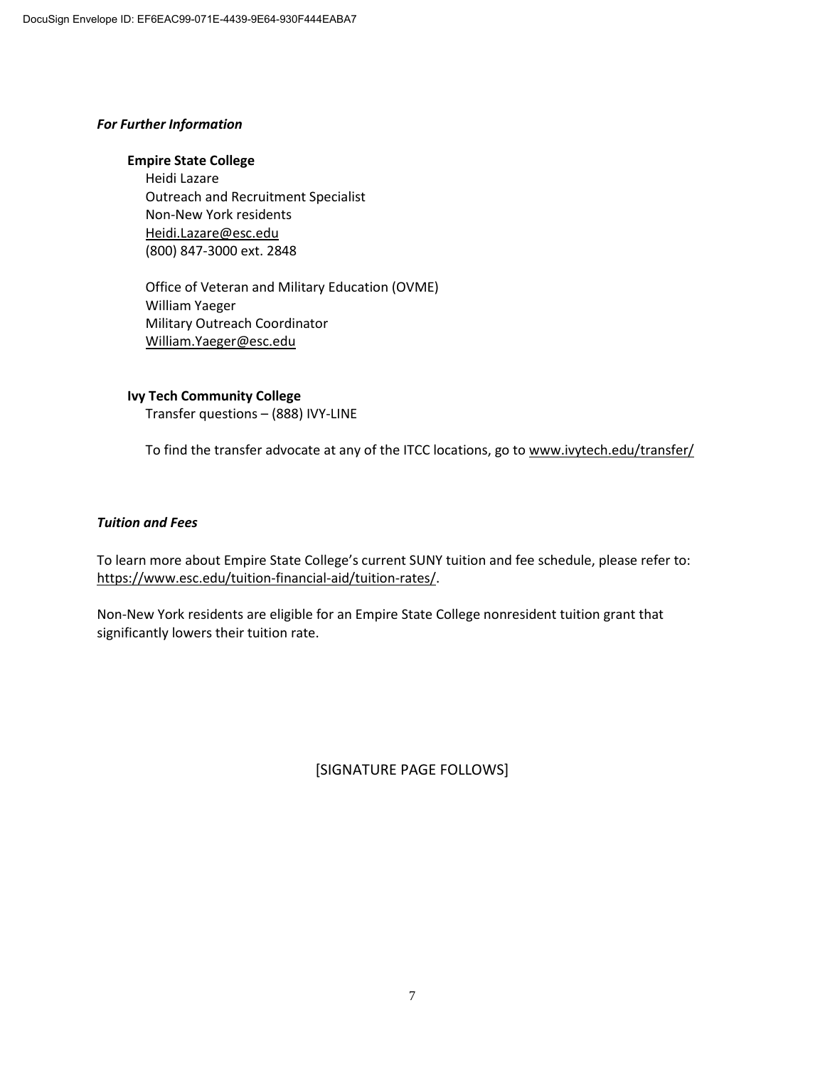*For Further Information*

**Empire State College**
Heidi Lazare
Outreach and Recruitment Specialist
Non-New York residents
Heidi.Lazare@esc.edu
(800) 847-3000 ext. 2848

Office of Veteran and Military Education (OVME)
William Yaeger
Military Outreach Coordinator
William.Yaeger@esc.edu

**Ivy Tech Community College**
Transfer questions – (888) IVY-LINE

To find the transfer advocate at any of the ITCC locations, go to www.ivytech.edu/transfer/

*Tuition and Fees*

To learn more about Empire State College's current SUNY tuition and fee schedule, please refer to: https://www.esc.edu/tuition-financial-aid/tuition-rates/.

Non-New York residents are eligible for an Empire State College nonresident tuition grant that significantly lowers their tuition rate.

[SIGNATURE PAGE FOLLOWS]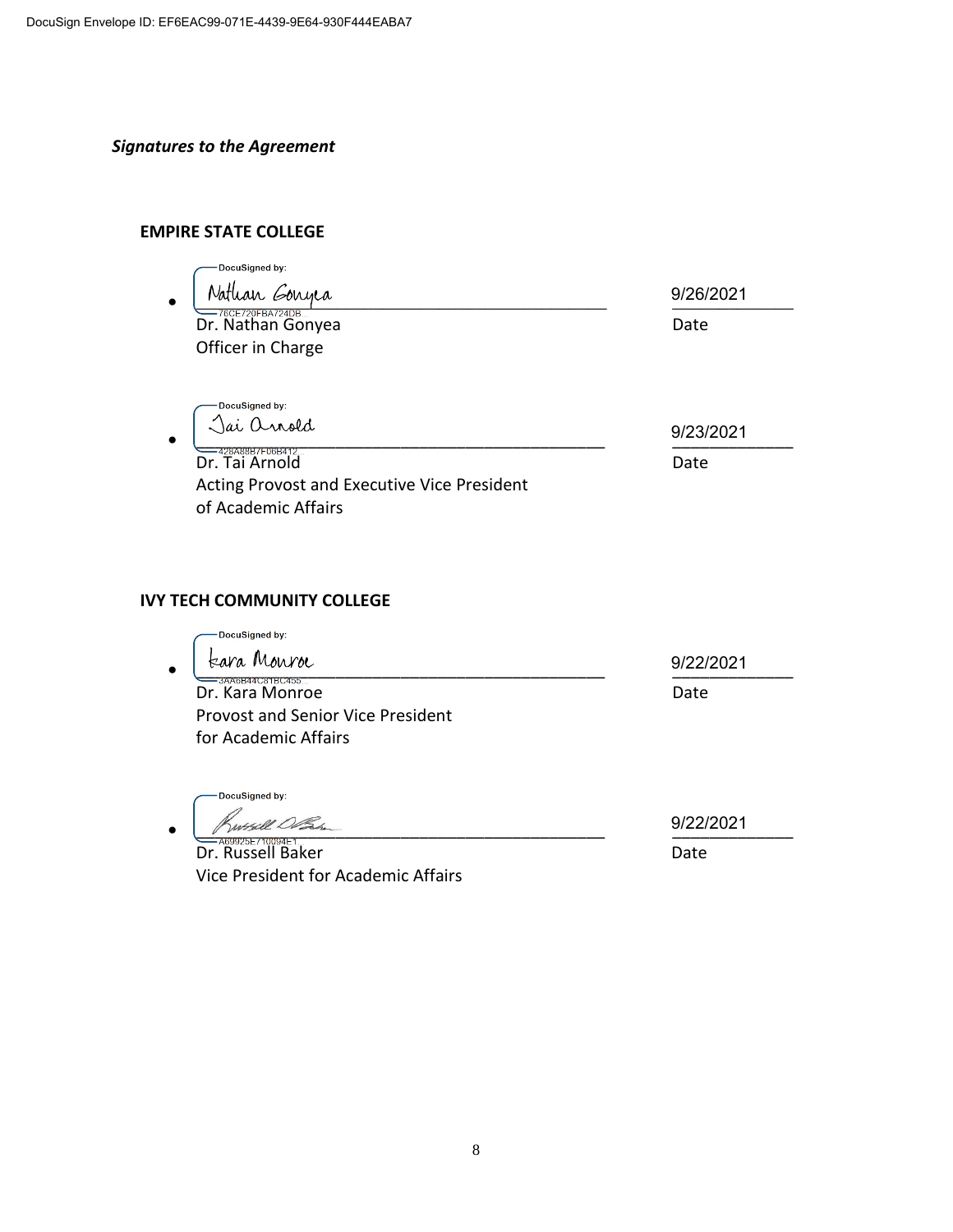DocuSign Envelope ID: EF6EAC99-071E-4439-9E64-930F444EABA7

***Signatures to the Agreement***

**EMPIRE STATE COLLEGE**

- DocuSigned by: Nathan Gonyea
  76CE720FBA724DB...
  Dr. Nathan Gonyea
  Officer in Charge

  9/26/2021
  Date

- DocuSigned by: Tai Arnold
  428A89B7F06B412...
  Dr. Tai Arnold
  Acting Provost and Executive Vice President of Academic Affairs

  9/23/2021
  Date

**IVY TECH COMMUNITY COLLEGE**

- DocuSigned by: Kara Monroe
  3AA6B44C81BC455...
  Dr. Kara Monroe
  Provost and Senior Vice President for Academic Affairs

  9/22/2021
  Date

- DocuSigned by: Russell Baker
  A69925E710094E1...
  Dr. Russell Baker
  Vice President for Academic Affairs

  9/22/2021
  Date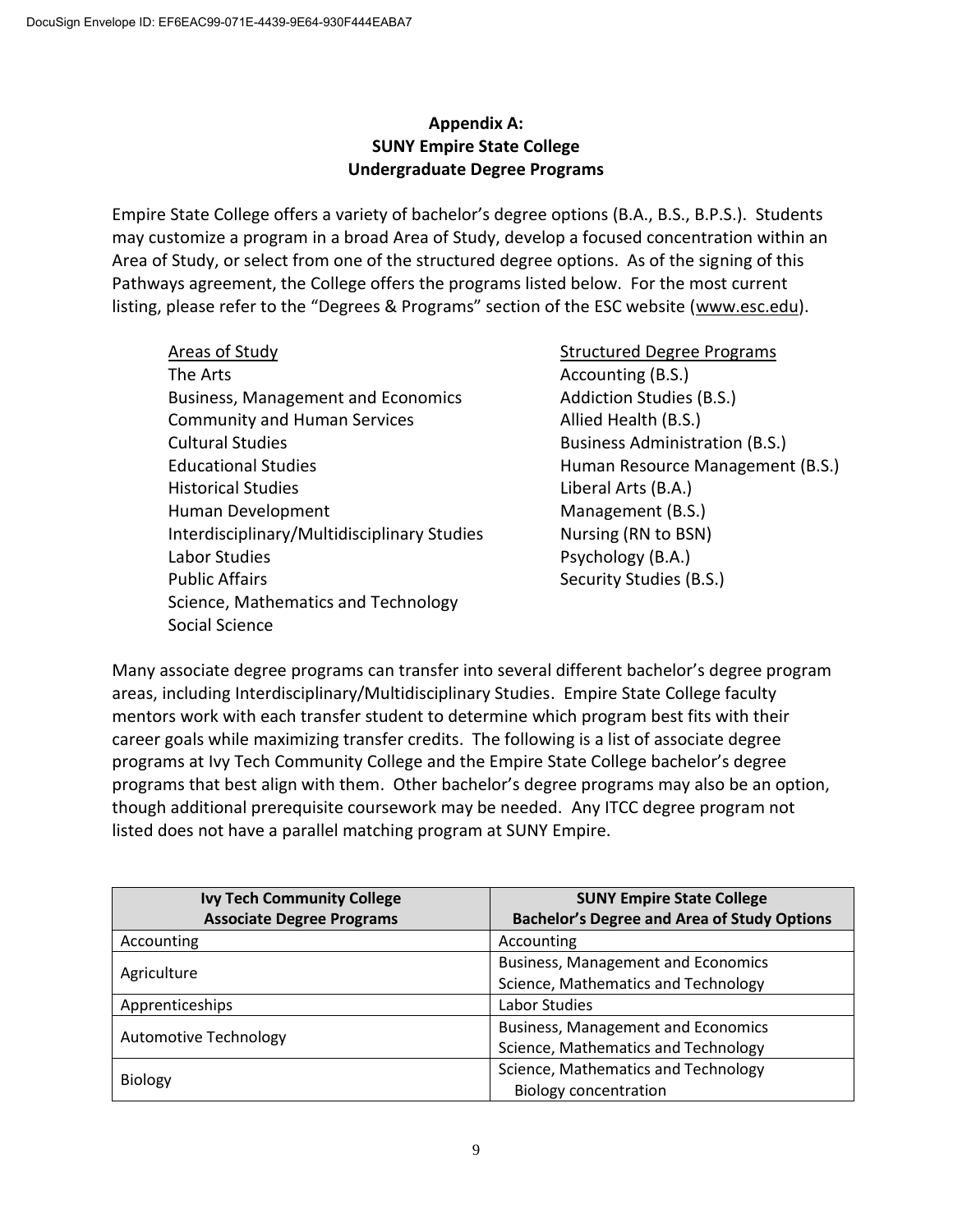## Appendix A:
## SUNY Empire State College
## Undergraduate Degree Programs

Empire State College offers a variety of bachelor's degree options (B.A., B.S., B.P.S.). Students may customize a program in a broad Area of Study, develop a focused concentration within an Area of Study, or select from one of the structured degree options. As of the signing of this Pathways agreement, the College offers the programs listed below. For the most current listing, please refer to the "Degrees & Programs" section of the ESC website (www.esc.edu).

Areas of Study
- The Arts
- Business, Management and Economics
- Community and Human Services
- Cultural Studies
- Educational Studies
- Historical Studies
- Human Development
- Interdisciplinary/Multidisciplinary Studies
- Labor Studies
- Public Affairs
- Science, Mathematics and Technology
- Social Science

Structured Degree Programs
- Accounting (B.S.)
- Addiction Studies (B.S.)
- Allied Health (B.S.)
- Business Administration (B.S.)
- Human Resource Management (B.S.)
- Liberal Arts (B.A.)
- Management (B.S.)
- Nursing (RN to BSN)
- Psychology (B.A.)
- Security Studies (B.S.)

Many associate degree programs can transfer into several different bachelor's degree program areas, including Interdisciplinary/Multidisciplinary Studies. Empire State College faculty mentors work with each transfer student to determine which program best fits with their career goals while maximizing transfer credits. The following is a list of associate degree programs at Ivy Tech Community College and the Empire State College bachelor's degree programs that best align with them. Other bachelor's degree programs may also be an option, though additional prerequisite coursework may be needed. Any ITCC degree program not listed does not have a parallel matching program at SUNY Empire.

| Ivy Tech Community College Associate Degree Programs | SUNY Empire State College Bachelor's Degree and Area of Study Options |
|---|---|
| Accounting | Accounting |
| Agriculture | Business, Management and Economics<br>Science, Mathematics and Technology |
| Apprenticeships | Labor Studies |
| Automotive Technology | Business, Management and Economics<br>Science, Mathematics and Technology |
| Biology | Science, Mathematics and Technology<br>Biology concentration |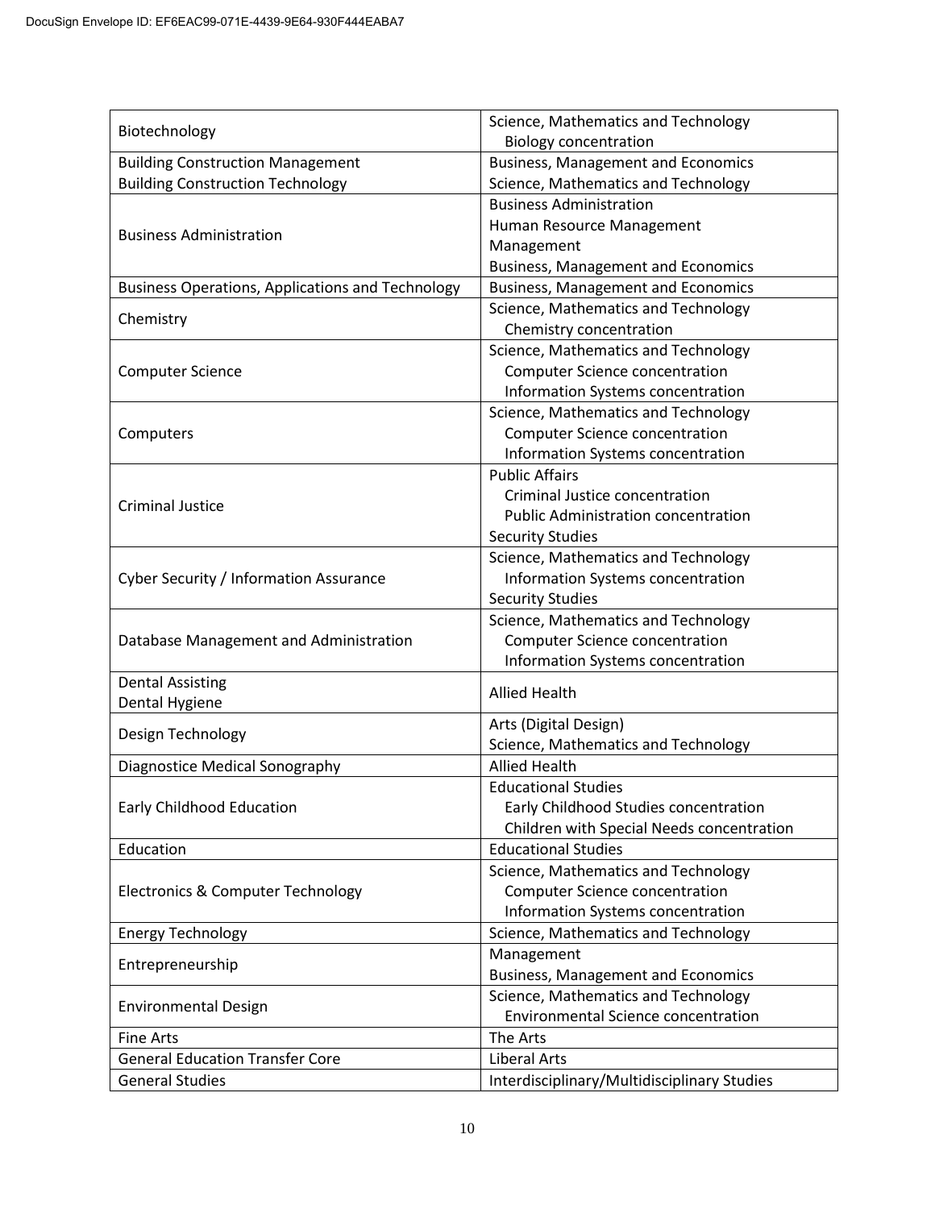| | |
|---|---|
| Biotechnology | Science, Mathematics and Technology<br>Biology concentration |
| Building Construction Management<br>Building Construction Technology | Business, Management and Economics<br>Science, Mathematics and Technology |
| Business Administration | Business Administration<br>Human Resource Management<br>Management<br>Business, Management and Economics |
| Business Operations, Applications and Technology | Business, Management and Economics |
| Chemistry | Science, Mathematics and Technology<br>Chemistry concentration |
| Computer Science | Science, Mathematics and Technology<br>Computer Science concentration<br>Information Systems concentration |
| Computers | Science, Mathematics and Technology<br>Computer Science concentration<br>Information Systems concentration |
| Criminal Justice | Public Affairs<br>Criminal Justice concentration<br>Public Administration concentration<br>Security Studies |
| Cyber Security / Information Assurance | Science, Mathematics and Technology<br>Information Systems concentration<br>Security Studies |
| Database Management and Administration | Science, Mathematics and Technology<br>Computer Science concentration<br>Information Systems concentration |
| Dental Assisting<br>Dental Hygiene | Allied Health |
| Design Technology | Arts (Digital Design)<br>Science, Mathematics and Technology |
| Diagnostice Medical Sonography | Allied Health |
| Early Childhood Education | Educational Studies<br>Early Childhood Studies concentration<br>Children with Special Needs concentration |
| Education | Educational Studies |
| Electronics & Computer Technology | Science, Mathematics and Technology<br>Computer Science concentration<br>Information Systems concentration |
| Energy Technology | Science, Mathematics and Technology |
| Entrepreneurship | Management<br>Business, Management and Economics |
| Environmental Design | Science, Mathematics and Technology<br>Environmental Science concentration |
| Fine Arts | The Arts |
| General Education Transfer Core | Liberal Arts |
| General Studies | Interdisciplinary/Multidisciplinary Studies |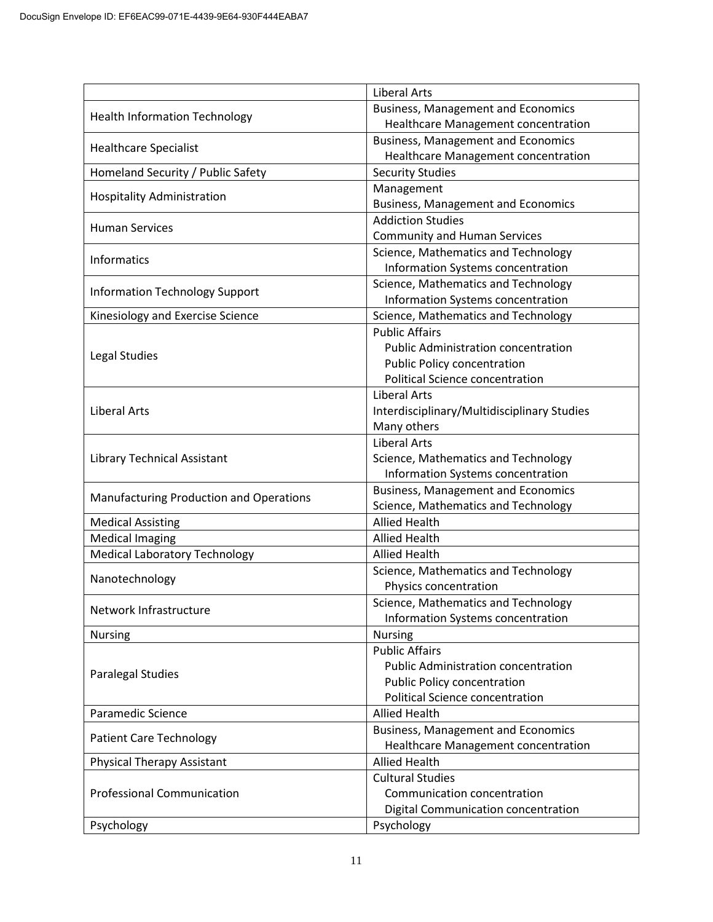| | |
|---|---|
| | Liberal Arts |
| Health Information Technology | Business, Management and Economics<br>Healthcare Management concentration |
| Healthcare Specialist | Business, Management and Economics<br>Healthcare Management concentration |
| Homeland Security / Public Safety | Security Studies |
| Hospitality Administration | Management<br>Business, Management and Economics |
| Human Services | Addiction Studies<br>Community and Human Services |
| Informatics | Science, Mathematics and Technology<br>Information Systems concentration |
| Information Technology Support | Science, Mathematics and Technology<br>Information Systems concentration |
| Kinesiology and Exercise Science | Science, Mathematics and Technology |
| Legal Studies | Public Affairs<br>Public Administration concentration<br>Public Policy concentration<br>Political Science concentration |
| Liberal Arts | Liberal Arts<br>Interdisciplinary/Multidisciplinary Studies<br>Many others |
| Library Technical Assistant | Liberal Arts<br>Science, Mathematics and Technology<br>Information Systems concentration |
| Manufacturing Production and Operations | Business, Management and Economics<br>Science, Mathematics and Technology |
| Medical Assisting | Allied Health |
| Medical Imaging | Allied Health |
| Medical Laboratory Technology | Allied Health |
| Nanotechnology | Science, Mathematics and Technology<br>Physics concentration |
| Network Infrastructure | Science, Mathematics and Technology<br>Information Systems concentration |
| Nursing | Nursing |
| Paralegal Studies | Public Affairs<br>Public Administration concentration<br>Public Policy concentration<br>Political Science concentration |
| Paramedic Science | Allied Health |
| Patient Care Technology | Business, Management and Economics<br>Healthcare Management concentration |
| Physical Therapy Assistant | Allied Health |
| Professional Communication | Cultural Studies<br>Communication concentration<br>Digital Communication concentration |
| Psychology | Psychology |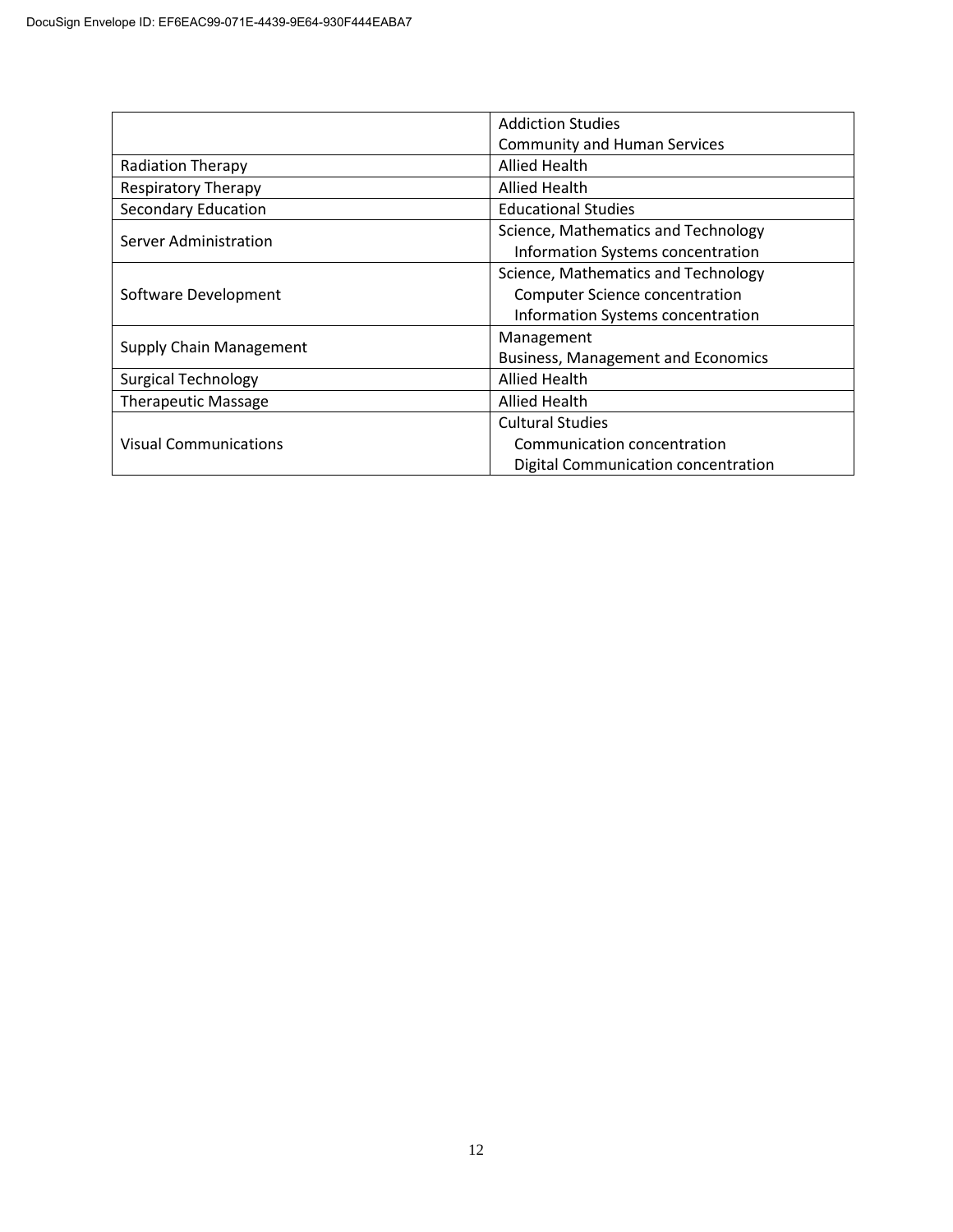| | |
|---|---|
| | Addiction Studies<br>Community and Human Services |
| Radiation Therapy | Allied Health |
| Respiratory Therapy | Allied Health |
| Secondary Education | Educational Studies |
| Server Administration | Science, Mathematics and Technology<br>Information Systems concentration |
| Software Development | Science, Mathematics and Technology<br>Computer Science concentration<br>Information Systems concentration |
| Supply Chain Management | Management<br>Business, Management and Economics |
| Surgical Technology | Allied Health |
| Therapeutic Massage | Allied Health |
| Visual Communications | Cultural Studies<br>Communication concentration<br>Digital Communication concentration |